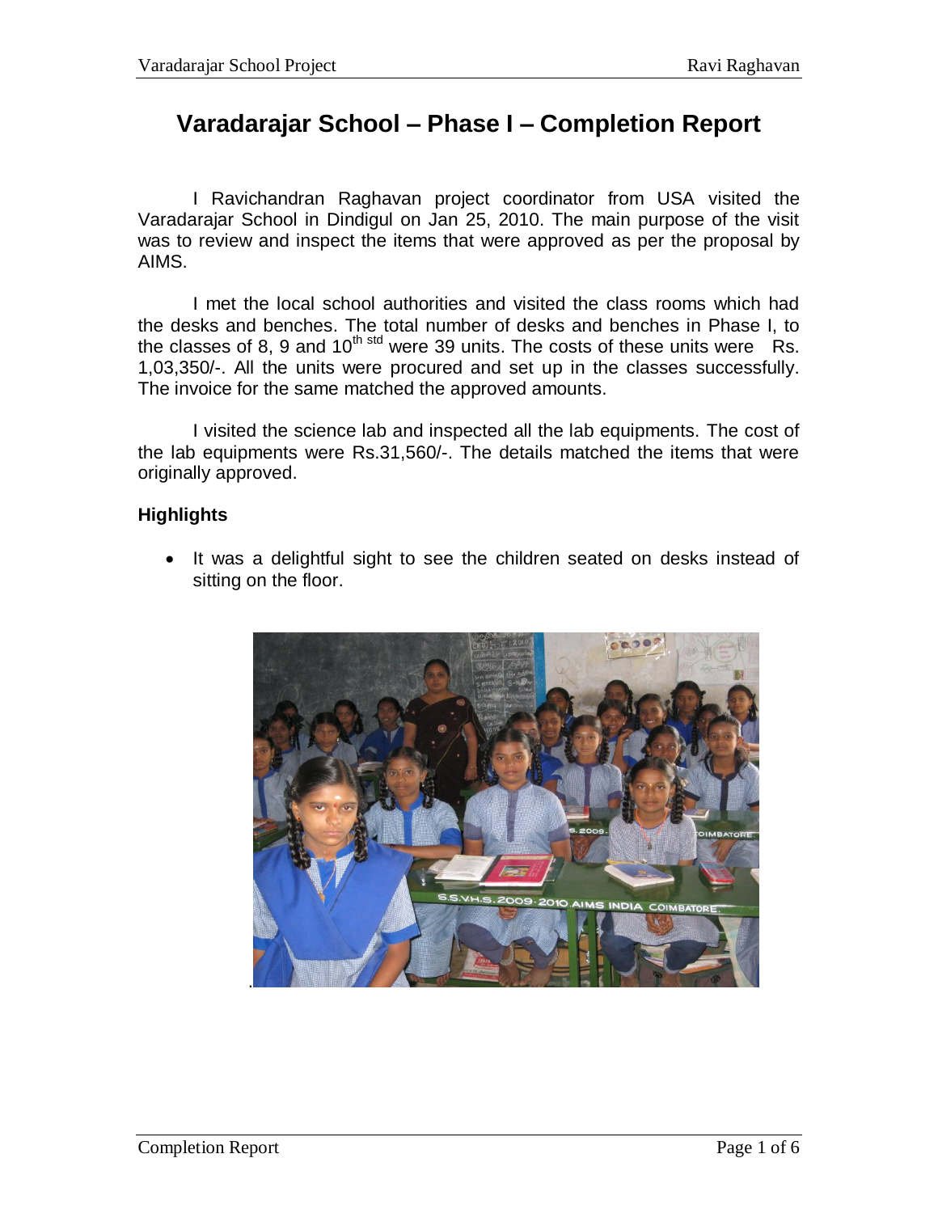# Varadarajar School – Phase I – Completion Report

I Ravichandran Raghavan project coordinator from USA visited the Varadarajar School in Dindigul on Jan 25, 2010. The main purpose of the visit was to review and inspect the items that were approved as per the proposal by AIMS.

I met the local school authorities and visited the class rooms which had the desks and benches. The total number of desks and benches in Phase I, to the classes of 8, 9 and 10th std were 39 units. The costs of these units were Rs. 1,03,350/-. All the units were procured and set up in the classes successfully. The invoice for the same matched the approved amounts.

I visited the science lab and inspected all the lab equipments. The cost of the lab equipments were Rs.31,560/-. The details matched the items that were originally approved.

### Highlights

- It was a delightful sight to see the children seated on desks instead of sitting on the floor.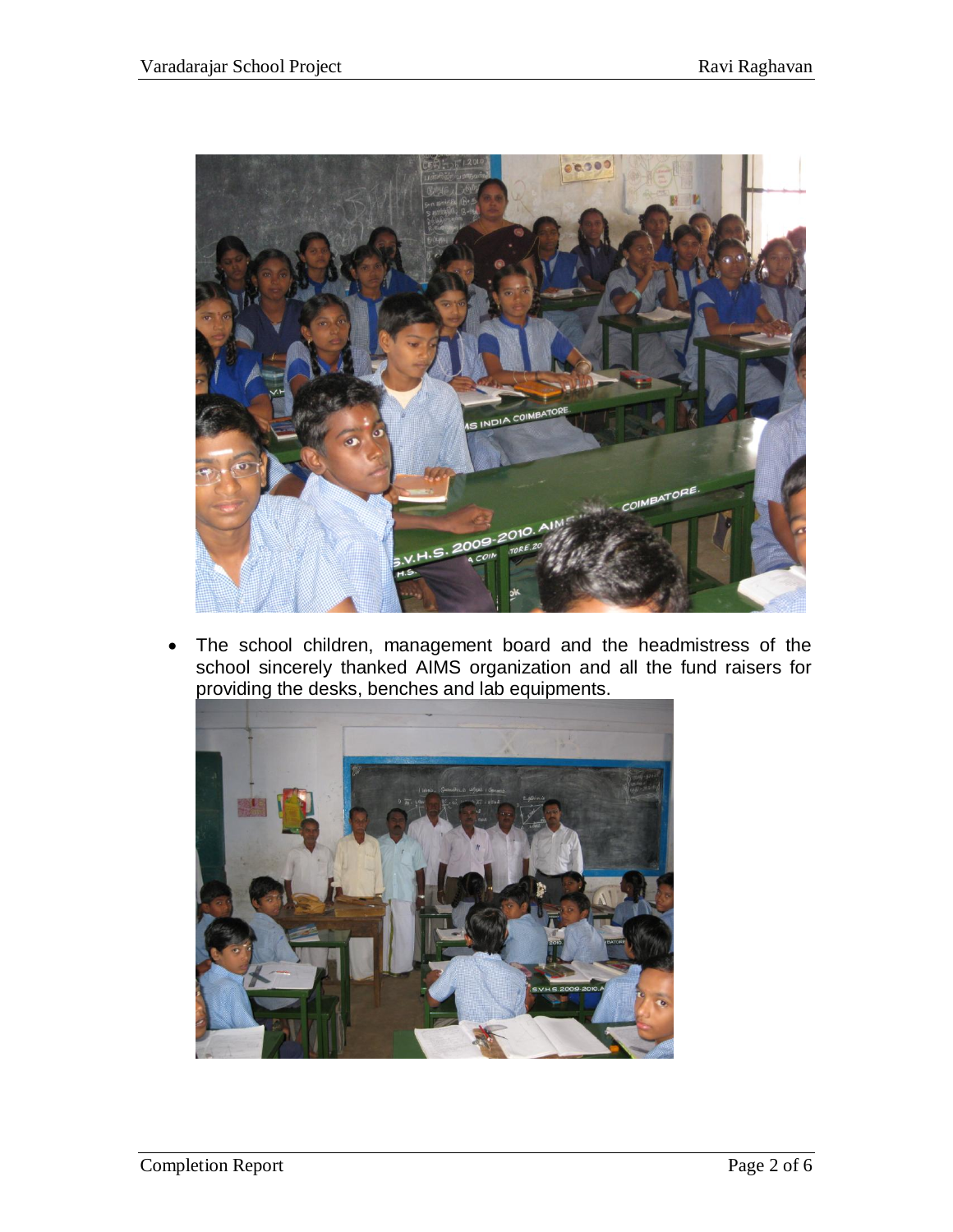- The school children, management board and the headmistress of the school sincerely thanked AIMS organization and all the fund raisers for providing the desks, benches and lab equipments.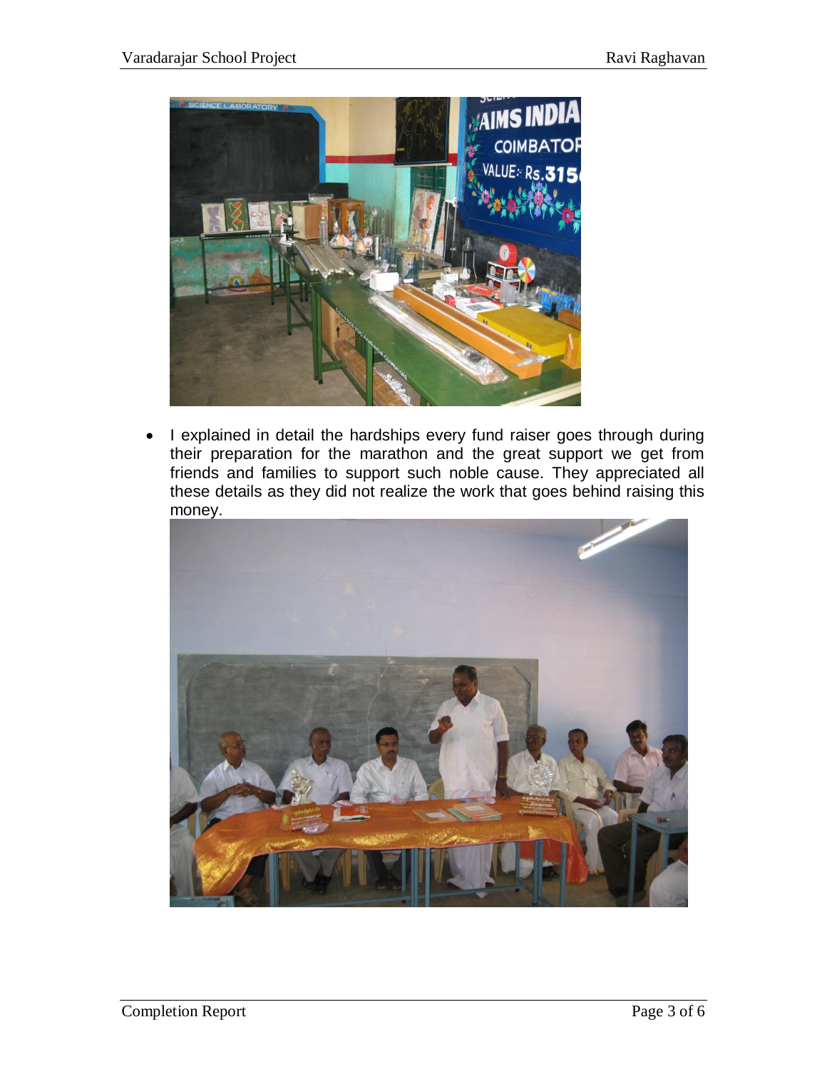- I explained in detail the hardships every fund raiser goes through during their preparation for the marathon and the great support we get from friends and families to support such noble cause. They appreciated all these details as they did not realize the work that goes behind raising this money.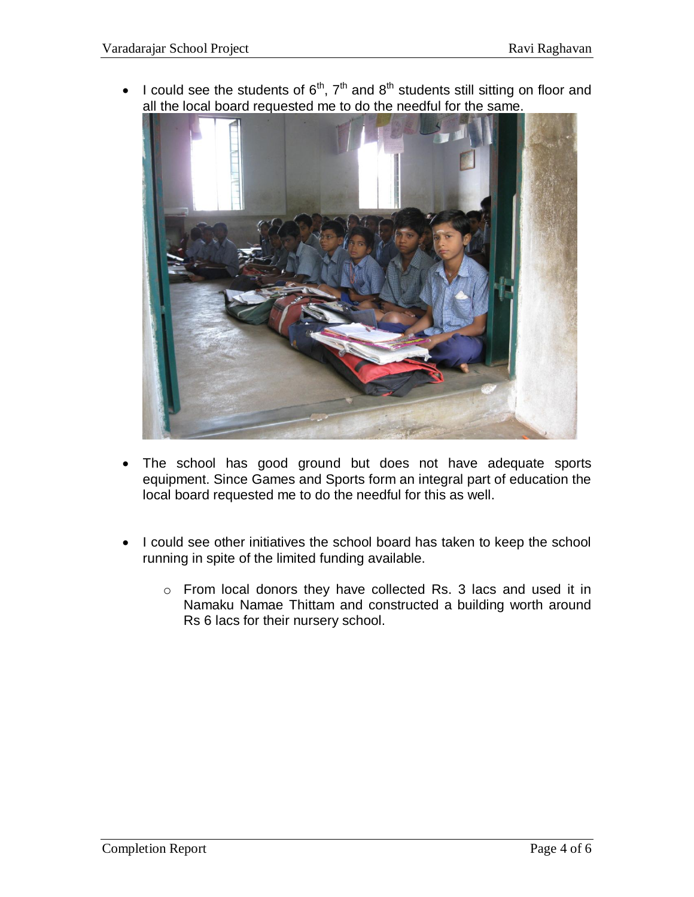- I could see the students of 6th, 7th and 8th students still sitting on floor and all the local board requested me to do the needful for the same.

- The school has good ground but does not have adequate sports equipment. Since Games and Sports form an integral part of education the local board requested me to do the needful for this as well.

- I could see other initiatives the school board has taken to keep the school running in spite of the limited funding available.

    - From local donors they have collected Rs. 3 lacs and used it in Namaku Namae Thittam and constructed a building worth around Rs 6 lacs for their nursery school.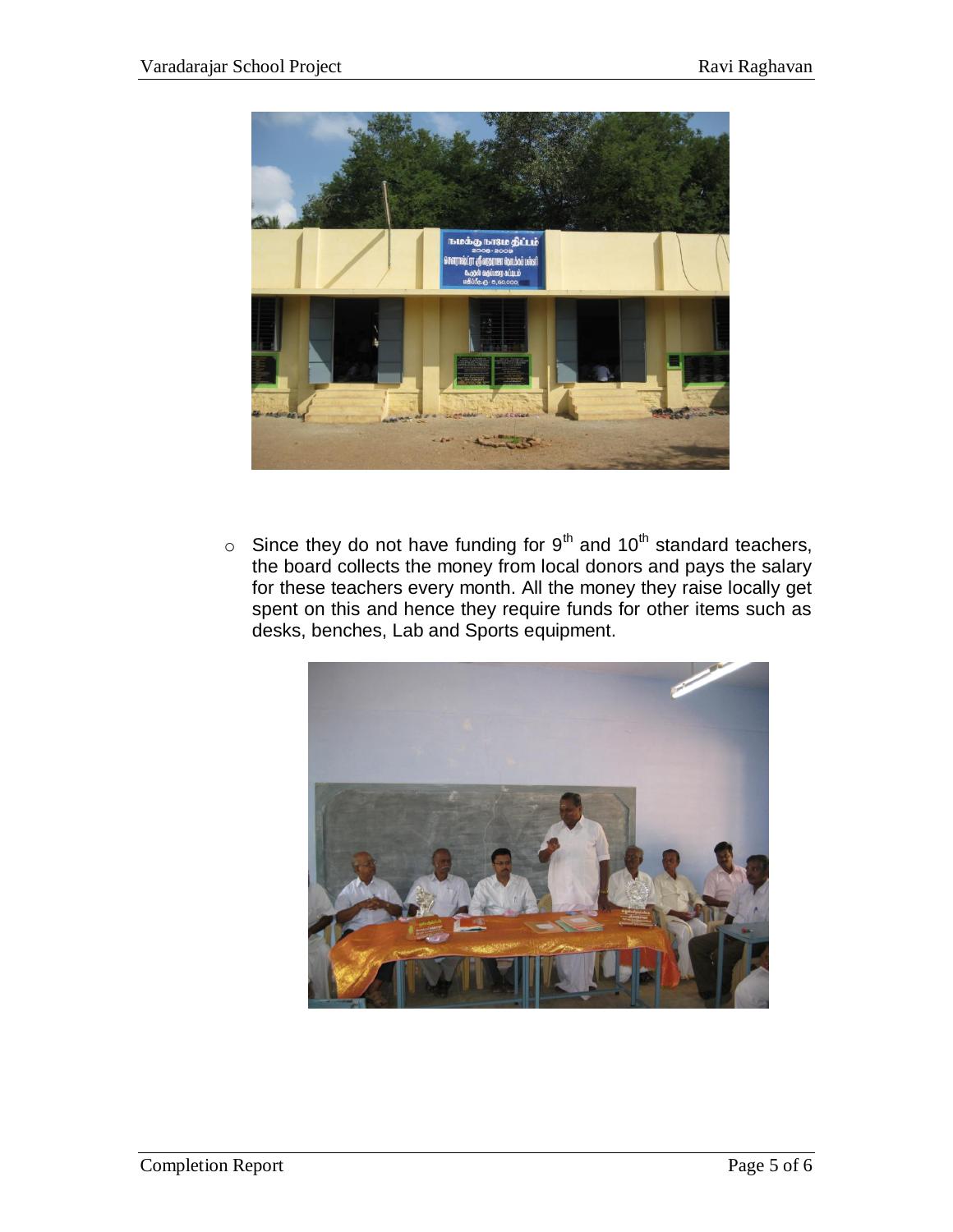- Since they do not have funding for 9th and 10th standard teachers, the board collects the money from local donors and pays the salary for these teachers every month. All the money they raise locally get spent on this and hence they require funds for other items such as desks, benches, Lab and Sports equipment.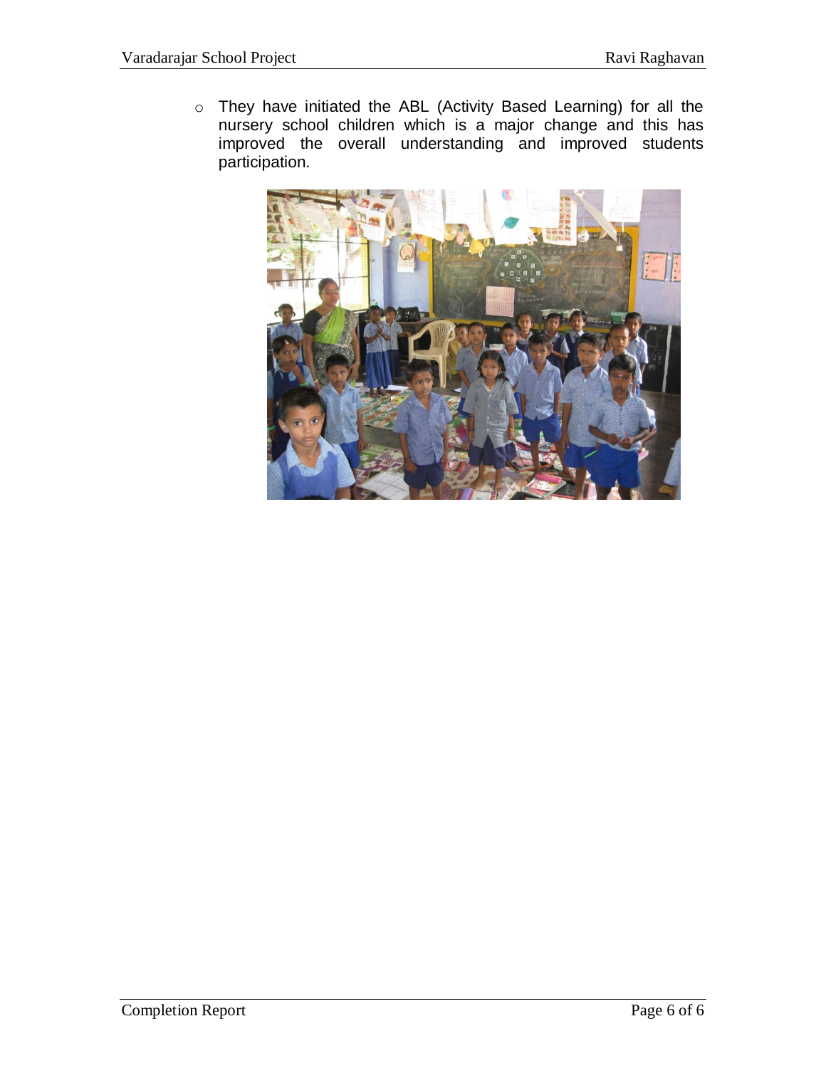- They have initiated the ABL (Activity Based Learning) for all the nursery school children which is a major change and this has improved the overall understanding and improved students participation.